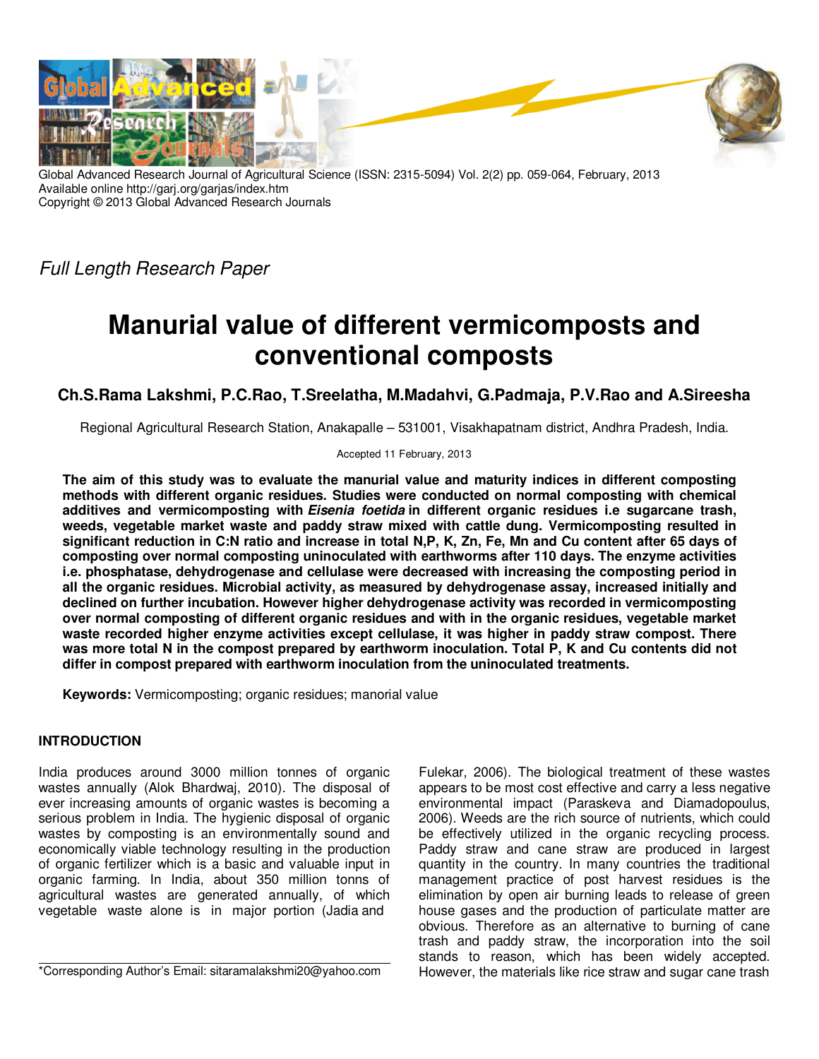Global Advanced Research Journal of Agricultural Science (ISSN: 2315-5094) Vol. 2(2) pp. 059-064, February, 2013
Available online http://garj.org/garjas/index.htm
Copyright © 2013 Global Advanced Research Journals

*Full Length Research Paper*

# Manurial value of different vermicomposts and conventional composts

**Ch.S.Rama Lakshmi, P.C.Rao, T.Sreelatha, M.Madahvi, G.Padmaja, P.V.Rao and A.Sireesha**

Regional Agricultural Research Station, Anakapalle – 531001, Visakhapatnam district, Andhra Pradesh, India.

Accepted 11 February, 2013

**The aim of this study was to evaluate the manurial value and maturity indices in different composting methods with different organic residues. Studies were conducted on normal composting with chemical additives and vermicomposting with *Eisenia foetida* in different organic residues i.e sugarcane trash, weeds, vegetable market waste and paddy straw mixed with cattle dung. Vermicomposting resulted in significant reduction in C:N ratio and increase in total N,P, K, Zn, Fe, Mn and Cu content after 65 days of composting over normal composting uninoculated with earthworms after 110 days. The enzyme activities i.e. phosphatase, dehydrogenase and cellulase were decreased with increasing the composting period in all the organic residues. Microbial activity, as measured by dehydrogenase assay, increased initially and declined on further incubation. However higher dehydrogenase activity was recorded in vermicomposting over normal composting of different organic residues and with in the organic residues, vegetable market waste recorded higher enzyme activities except cellulase, it was higher in paddy straw compost. There was more total N in the compost prepared by earthworm inoculation. Total P, K and Cu contents did not differ in compost prepared with earthworm inoculation from the uninoculated treatments.**

**Keywords:** Vermicomposting; organic residues; manorial value

## INTRODUCTION

India produces around 3000 million tonnes of organic wastes annually (Alok Bhardwaj, 2010). The disposal of ever increasing amounts of organic wastes is becoming a serious problem in India. The hygienic disposal of organic wastes by composting is an environmentally sound and economically viable technology resulting in the production of organic fertilizer which is a basic and valuable input in organic farming. In India, about 350 million tonns of agricultural wastes are generated annually, of which vegetable waste alone is in major portion (Jadia and Fulekar, 2006). The biological treatment of these wastes appears to be most cost effective and carry a less negative environmental impact (Paraskeva and Diamadopoulus, 2006). Weeds are the rich source of nutrients, which could be effectively utilized in the organic recycling process. Paddy straw and cane straw are produced in largest quantity in the country. In many countries the traditional management practice of post harvest residues is the elimination by open air burning leads to release of green house gases and the production of particulate matter are obvious. Therefore as an alternative to burning of cane trash and paddy straw, the incorporation into the soil stands to reason, which has been widely accepted. However, the materials like rice straw and sugar cane trash

*Corresponding Author's Email: sitaramalakshmi20@yahoo.com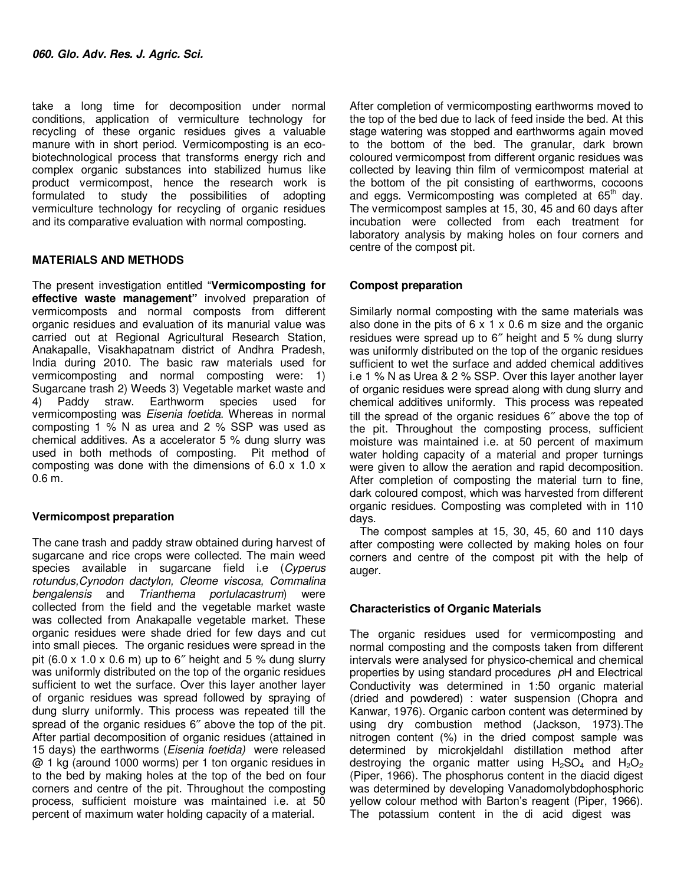take a long time for decomposition under normal conditions, application of vermiculture technology for recycling of these organic residues gives a valuable manure with in short period. Vermicomposting is an eco-biotechnological process that transforms energy rich and complex organic substances into stabilized humus like product vermicompost, hence the research work is formulated to study the possibilities of adopting vermiculture technology for recycling of organic residues and its comparative evaluation with normal composting.

## MATERIALS AND METHODS

The present investigation entitled "**Vermicomposting for effective waste management"** involved preparation of vermicomposts and normal composts from different organic residues and evaluation of its manurial value was carried out at Regional Agricultural Research Station, Anakapalle, Visakhapatnam district of Andhra Pradesh, India during 2010. The basic raw materials used for vermicomposting and normal composting were: 1) Sugarcane trash 2) Weeds 3) Vegetable market waste and 4) Paddy straw. Earthworm species used for vermicomposting was *Eisenia foetida*. Whereas in normal composting 1 % N as urea and 2 % SSP was used as chemical additives. As a accelerator 5 % dung slurry was used in both methods of composting. Pit method of composting was done with the dimensions of 6.0 x 1.0 x 0.6 m.

### Vermicompost preparation

The cane trash and paddy straw obtained during harvest of sugarcane and rice crops were collected. The main weed species available in sugarcane field i.e (*Cyperus rotundus,Cynodon dactylon, Cleome viscosa, Commalina bengalensis* and *Trianthema portulacastrum*) were collected from the field and the vegetable market waste was collected from Anakapalle vegetable market. These organic residues were shade dried for few days and cut into small pieces. The organic residues were spread in the pit (6.0 x 1.0 x 0.6 m) up to 6″ height and 5 % dung slurry was uniformly distributed on the top of the organic residues sufficient to wet the surface. Over this layer another layer of organic residues was spread followed by spraying of dung slurry uniformly. This process was repeated till the spread of the organic residues 6″ above the top of the pit. After partial decomposition of organic residues (attained in 15 days) the earthworms (*Eisenia foetida)* were released @ 1 kg (around 1000 worms) per 1 ton organic residues in to the bed by making holes at the top of the bed on four corners and centre of the pit. Throughout the composting process, sufficient moisture was maintained i.e. at 50 percent of maximum water holding capacity of a material.

After completion of vermicomposting earthworms moved to the top of the bed due to lack of feed inside the bed. At this stage watering was stopped and earthworms again moved to the bottom of the bed. The granular, dark brown coloured vermicompost from different organic residues was collected by leaving thin film of vermicompost material at the bottom of the pit consisting of earthworms, cocoons and eggs. Vermicomposting was completed at 65$^{th}$ day. The vermicompost samples at 15, 30, 45 and 60 days after incubation were collected from each treatment for laboratory analysis by making holes on four corners and centre of the compost pit.

### Compost preparation

Similarly normal composting with the same materials was also done in the pits of 6 x 1 x 0.6 m size and the organic residues were spread up to 6″ height and 5 % dung slurry was uniformly distributed on the top of the organic residues sufficient to wet the surface and added chemical additives i.e 1 % N as Urea & 2 % SSP. Over this layer another layer of organic residues were spread along with dung slurry and chemical additives uniformly. This process was repeated till the spread of the organic residues 6″ above the top of the pit. Throughout the composting process, sufficient moisture was maintained i.e. at 50 percent of maximum water holding capacity of a material and proper turnings were given to allow the aeration and rapid decomposition. After completion of composting the material turn to fine, dark coloured compost, which was harvested from different organic residues. Composting was completed with in 110 days.

The compost samples at 15, 30, 45, 60 and 110 days after composting were collected by making holes on four corners and centre of the compost pit with the help of auger.

### Characteristics of Organic Materials

The organic residues used for vermicomposting and normal composting and the composts taken from different intervals were analysed for physico-chemical and chemical properties by using standard procedures *p*H and Electrical Conductivity was determined in 1:50 organic material (dried and powdered) : water suspension (Chopra and Kanwar, 1976). Organic carbon content was determined by using dry combustion method (Jackson, 1973).The nitrogen content (%) in the dried compost sample was determined by microkjeldahl distillation method after destroying the organic matter using $H_2SO_4$ and $H_2O_2$ (Piper, 1966). The phosphorus content in the diacid digest was determined by developing Vanadomolybdophosphoric yellow colour method with Barton's reagent (Piper, 1966). The potassium content in the di acid digest was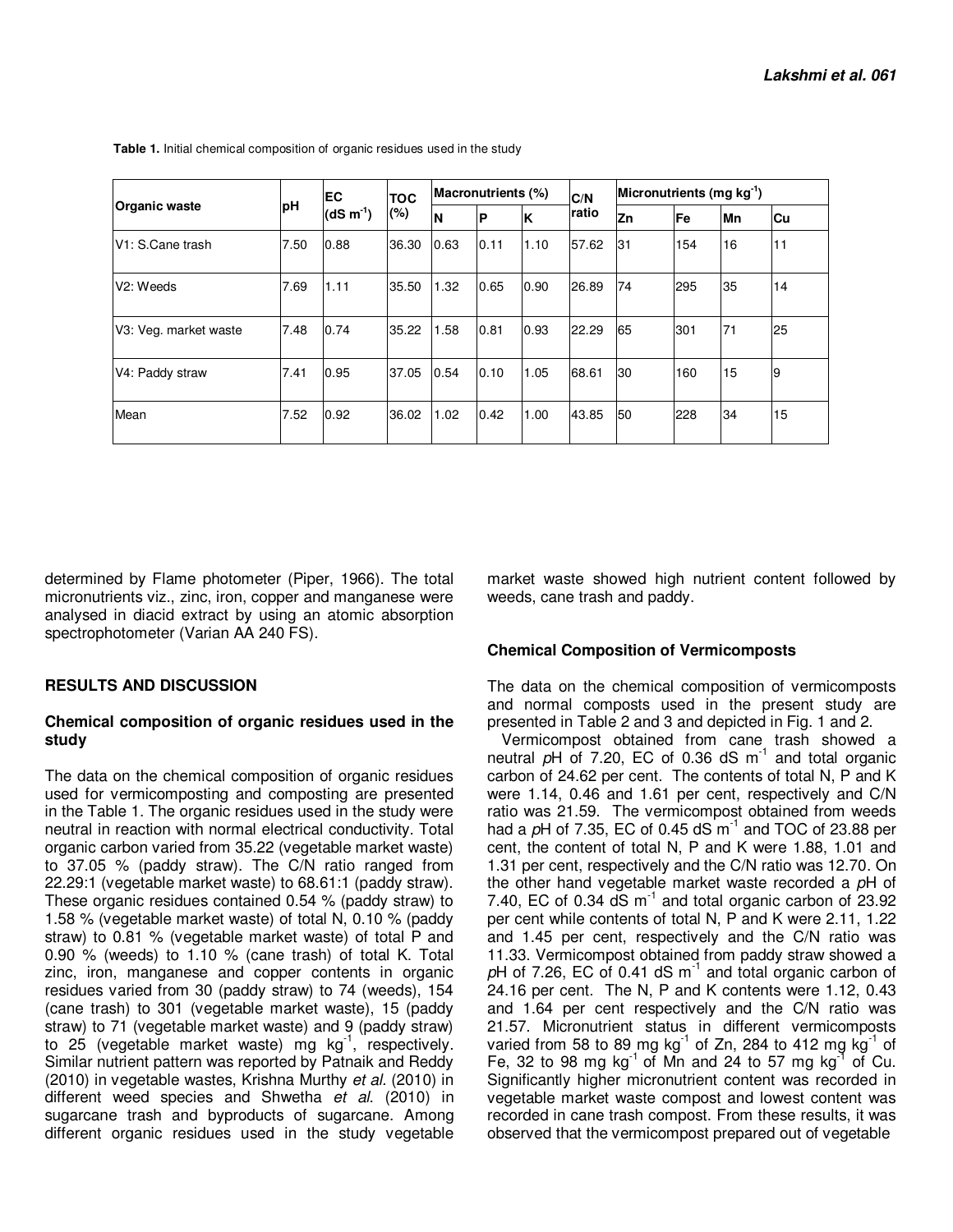**Table 1.** Initial chemical composition of organic residues used in the study

| Organic waste | pH | EC ($dS\ m^{-1}$) | TOC (%) | Macronutrients (%) | | | C/N ratio | Micronutrients ($mg\ kg^{-1}$) | | | |
|---|---|---|---|---|---|---|---|---|---|---|---|
| | | | | N | P | K | | Zn | Fe | Mn | Cu |
| V1: S.Cane trash | 7.50 | 0.88 | 36.30 | 0.63 | 0.11 | 1.10 | 57.62 | 31 | 154 | 16 | 11 |
| V2: Weeds | 7.69 | 1.11 | 35.50 | 1.32 | 0.65 | 0.90 | 26.89 | 74 | 295 | 35 | 14 |
| V3: Veg. market waste | 7.48 | 0.74 | 35.22 | 1.58 | 0.81 | 0.93 | 22.29 | 65 | 301 | 71 | 25 |
| V4: Paddy straw | 7.41 | 0.95 | 37.05 | 0.54 | 0.10 | 1.05 | 68.61 | 30 | 160 | 15 | 9 |
| Mean | 7.52 | 0.92 | 36.02 | 1.02 | 0.42 | 1.00 | 43.85 | 50 | 228 | 34 | 15 |

determined by Flame photometer (Piper, 1966). The total micronutrients viz., zinc, iron, copper and manganese were analysed in diacid extract by using an atomic absorption spectrophotometer (Varian AA 240 FS).

## RESULTS AND DISCUSSION

### Chemical composition of organic residues used in the study

The data on the chemical composition of organic residues used for vermicomposting and composting are presented in the Table 1. The organic residues used in the study were neutral in reaction with normal electrical conductivity. Total organic carbon varied from 35.22 (vegetable market waste) to 37.05 % (paddy straw). The C/N ratio ranged from 22.29:1 (vegetable market waste) to 68.61:1 (paddy straw). These organic residues contained 0.54 % (paddy straw) to 1.58 % (vegetable market waste) of total N, 0.10 % (paddy straw) to 0.81 % (vegetable market waste) of total P and 0.90 % (weeds) to 1.10 % (cane trash) of total K. Total zinc, iron, manganese and copper contents in organic residues varied from 30 (paddy straw) to 74 (weeds), 154 (cane trash) to 301 (vegetable market waste), 15 (paddy straw) to 71 (vegetable market waste) and 9 (paddy straw) to 25 (vegetable market waste) $mg\ kg^{-1}$, respectively. Similar nutrient pattern was reported by Patnaik and Reddy (2010) in vegetable wastes, Krishna Murthy *et al.* (2010) in different weed species and Shwetha *et al*. (2010) in sugarcane trash and byproducts of sugarcane. Among different organic residues used in the study vegetable market waste showed high nutrient content followed by weeds, cane trash and paddy.

### Chemical Composition of Vermicomposts

The data on the chemical composition of vermicomposts and normal composts used in the present study are presented in Table 2 and 3 and depicted in Fig. 1 and 2.

Vermicompost obtained from cane trash showed a neutral *p*H of 7.20, EC of 0.36 $dS\ m^{-1}$ and total organic carbon of 24.62 per cent. The contents of total N, P and K were 1.14, 0.46 and 1.61 per cent, respectively and C/N ratio was 21.59. The vermicompost obtained from weeds had a *p*H of 7.35, EC of 0.45 $dS\ m^{-1}$ and TOC of 23.88 per cent, the content of total N, P and K were 1.88, 1.01 and 1.31 per cent, respectively and the C/N ratio was 12.70. On the other hand vegetable market waste recorded a *p*H of 7.40, EC of 0.34 $dS\ m^{-1}$ and total organic carbon of 23.92 per cent while contents of total N, P and K were 2.11, 1.22 and 1.45 per cent, respectively and the C/N ratio was 11.33. Vermicompost obtained from paddy straw showed a *p*H of 7.26, EC of 0.41 $dS\ m^{-1}$ and total organic carbon of 24.16 per cent. The N, P and K contents were 1.12, 0.43 and 1.64 per cent respectively and the C/N ratio was 21.57. Micronutrient status in different vermicomposts varied from 58 to 89 $mg\ kg^{-1}$ of Zn, 284 to 412 $mg\ kg^{-1}$ of Fe, 32 to 98 $mg\ kg^{-1}$ of Mn and 24 to 57 $mg\ kg^{-1}$ of Cu. Significantly higher micronutrient content was recorded in vegetable market waste compost and lowest content was recorded in cane trash compost. From these results, it was observed that the vermicompost prepared out of vegetable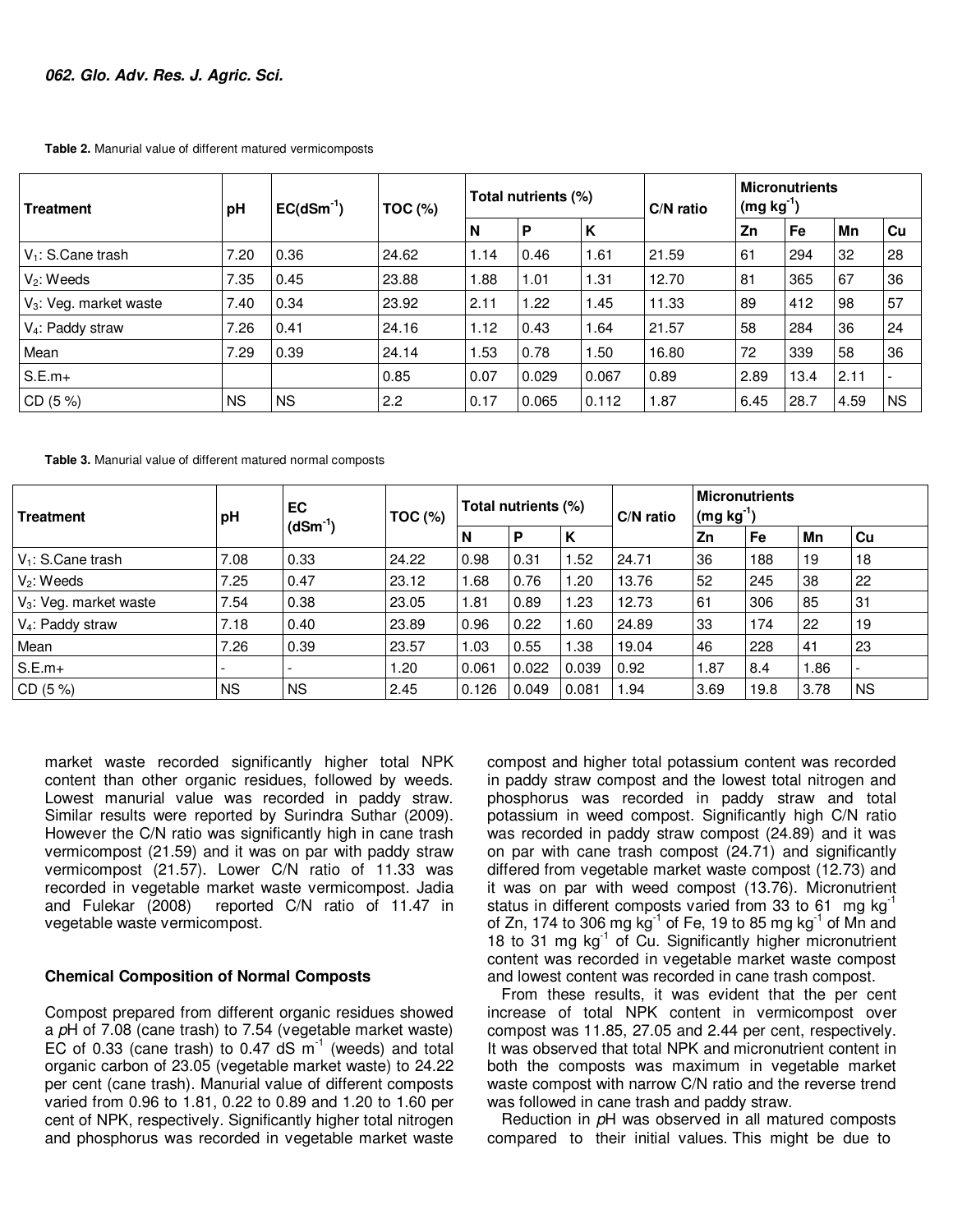**Table 2.** Manurial value of different matured vermicomposts

| Treatment | pH | EC($dSm^{-1}$) | TOC (%) | Total nutrients (%) | | | C/N ratio | Micronutrients ($mg\ kg^{-1}$) | | | |
|---|---|---|---|---|---|---|---|---|---|---|---|
| | | | | N | P | K | | Zn | Fe | Mn | Cu |
| $V_1$: S.Cane trash | 7.20 | 0.36 | 24.62 | 1.14 | 0.46 | 1.61 | 21.59 | 61 | 294 | 32 | 28 |
| $V_2$: Weeds | 7.35 | 0.45 | 23.88 | 1.88 | 1.01 | 1.31 | 12.70 | 81 | 365 | 67 | 36 |
| $V_3$: Veg. market waste | 7.40 | 0.34 | 23.92 | 2.11 | 1.22 | 1.45 | 11.33 | 89 | 412 | 98 | 57 |
| $V_4$: Paddy straw | 7.26 | 0.41 | 24.16 | 1.12 | 0.43 | 1.64 | 21.57 | 58 | 284 | 36 | 24 |
| Mean | 7.29 | 0.39 | 24.14 | 1.53 | 0.78 | 1.50 | 16.80 | 72 | 339 | 58 | 36 |
| S.E.m+ | | | 0.85 | 0.07 | 0.029 | 0.067 | 0.89 | 2.89 | 13.4 | 2.11 | - |
| CD (5 %) | NS | NS | 2.2 | 0.17 | 0.065 | 0.112 | 1.87 | 6.45 | 28.7 | 4.59 | NS |

**Table 3.** Manurial value of different matured normal composts

| Treatment | pH | EC ($dSm^{-1}$) | TOC (%) | Total nutrients (%) | | | C/N ratio | Micronutrients ($mg\ kg^{-1}$) | | | |
|---|---|---|---|---|---|---|---|---|---|---|---|
| | | | | N | P | K | | Zn | Fe | Mn | Cu |
| $V_1$: S.Cane trash | 7.08 | 0.33 | 24.22 | 0.98 | 0.31 | 1.52 | 24.71 | 36 | 188 | 19 | 18 |
| $V_2$: Weeds | 7.25 | 0.47 | 23.12 | 1.68 | 0.76 | 1.20 | 13.76 | 52 | 245 | 38 | 22 |
| $V_3$: Veg. market waste | 7.54 | 0.38 | 23.05 | 1.81 | 0.89 | 1.23 | 12.73 | 61 | 306 | 85 | 31 |
| $V_4$: Paddy straw | 7.18 | 0.40 | 23.89 | 0.96 | 0.22 | 1.60 | 24.89 | 33 | 174 | 22 | 19 |
| Mean | 7.26 | 0.39 | 23.57 | 1.03 | 0.55 | 1.38 | 19.04 | 46 | 228 | 41 | 23 |
| S.E.m+ | - | - | 1.20 | 0.061 | 0.022 | 0.039 | 0.92 | 1.87 | 8.4 | 1.86 | - |
| CD (5 %) | NS | NS | 2.45 | 0.126 | 0.049 | 0.081 | 1.94 | 3.69 | 19.8 | 3.78 | NS |

market waste recorded significantly higher total NPK content than other organic residues, followed by weeds. Lowest manurial value was recorded in paddy straw. Similar results were reported by Surindra Suthar (2009). However the C/N ratio was significantly high in cane trash vermicompost (21.59) and it was on par with paddy straw vermicompost (21.57). Lower C/N ratio of 11.33 was recorded in vegetable market waste vermicompost. Jadia and Fulekar (2008) reported C/N ratio of 11.47 in vegetable waste vermicompost.

### Chemical Composition of Normal Composts

Compost prepared from different organic residues showed a *p*H of 7.08 (cane trash) to 7.54 (vegetable market waste) EC of 0.33 (cane trash) to 0.47 dS $m^{-1}$ (weeds) and total organic carbon of 23.05 (vegetable market waste) to 24.22 per cent (cane trash). Manurial value of different composts varied from 0.96 to 1.81, 0.22 to 0.89 and 1.20 to 1.60 per cent of NPK, respectively. Significantly higher total nitrogen and phosphorus was recorded in vegetable market waste compost and higher total potassium content was recorded in paddy straw compost and the lowest total nitrogen and phosphorus was recorded in paddy straw and total potassium in weed compost. Significantly high C/N ratio was recorded in paddy straw compost (24.89) and it was on par with cane trash compost (24.71) and significantly differed from vegetable market waste compost (12.73) and it was on par with weed compost (13.76). Micronutrient status in different composts varied from 33 to 61 mg $kg^{-1}$ of Zn, 174 to 306 mg $kg^{-1}$ of Fe, 19 to 85 mg $kg^{-1}$ of Mn and 18 to 31 mg $kg^{-1}$ of Cu. Significantly higher micronutrient content was recorded in vegetable market waste compost and lowest content was recorded in cane trash compost.

From these results, it was evident that the per cent increase of total NPK content in vermicompost over compost was 11.85, 27.05 and 2.44 per cent, respectively. It was observed that total NPK and micronutrient content in both the composts was maximum in vegetable market waste compost with narrow C/N ratio and the reverse trend was followed in cane trash and paddy straw.

Reduction in *p*H was observed in all matured composts compared to their initial values. This might be due to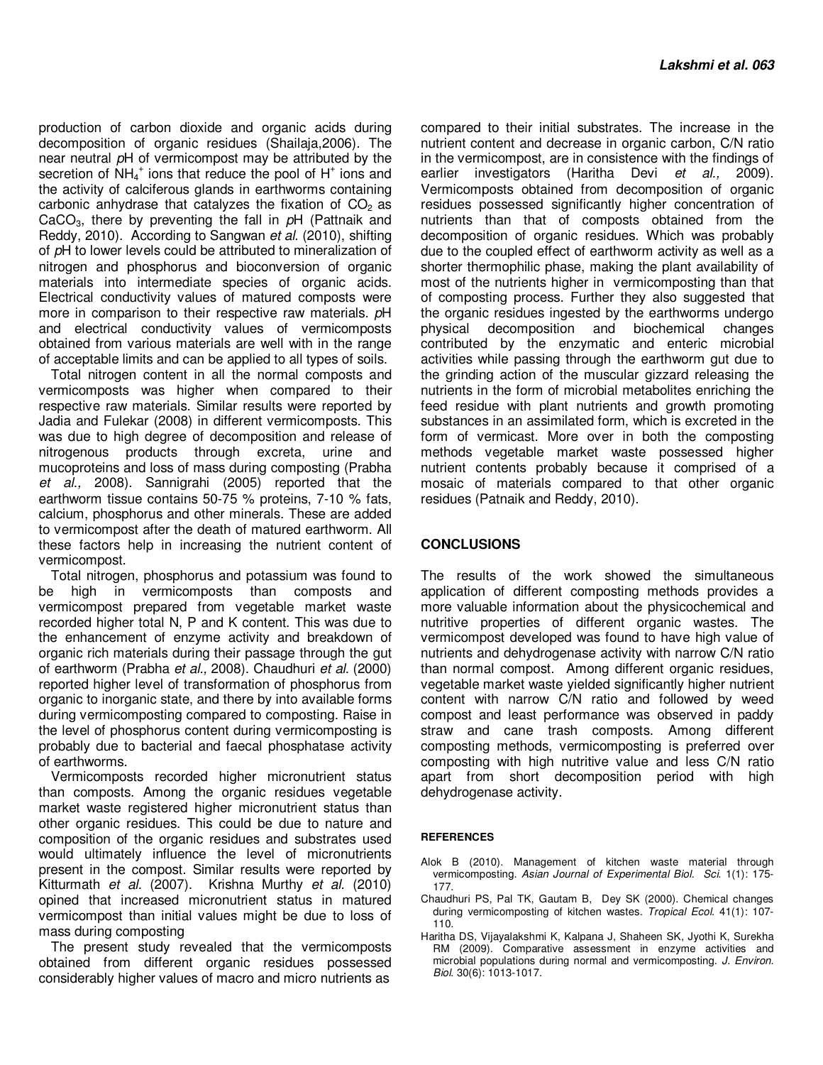production of carbon dioxide and organic acids during decomposition of organic residues (Shailaja,2006). The near neutral *p*H of vermicompost may be attributed by the secretion of $NH_4^+$ ions that reduce the pool of $H^+$ ions and the activity of calciferous glands in earthworms containing carbonic anhydrase that catalyzes the fixation of $CO_2$ as $CaCO_3$, there by preventing the fall in *p*H (Pattnaik and Reddy, 2010). According to Sangwan *et al*. (2010), shifting of *p*H to lower levels could be attributed to mineralization of nitrogen and phosphorus and bioconversion of organic materials into intermediate species of organic acids. Electrical conductivity values of matured composts were more in comparison to their respective raw materials. *p*H and electrical conductivity values of vermicomposts obtained from various materials are well with in the range of acceptable limits and can be applied to all types of soils.

Total nitrogen content in all the normal composts and vermicomposts was higher when compared to their respective raw materials. Similar results were reported by Jadia and Fulekar (2008) in different vermicomposts. This was due to high degree of decomposition and release of nitrogenous products through excreta, urine and mucoproteins and loss of mass during composting (Prabha *et al.,* 2008). Sannigrahi (2005) reported that the earthworm tissue contains 50-75 % proteins, 7-10 % fats, calcium, phosphorus and other minerals. These are added to vermicompost after the death of matured earthworm. All these factors help in increasing the nutrient content of vermicompost.

Total nitrogen, phosphorus and potassium was found to be high in vermicomposts than composts and vermicompost prepared from vegetable market waste recorded higher total N, P and K content. This was due to the enhancement of enzyme activity and breakdown of organic rich materials during their passage through the gut of earthworm (Prabha *et al.,* 2008). Chaudhuri *et al*. (2000) reported higher level of transformation of phosphorus from organic to inorganic state, and there by into available forms during vermicomposting compared to composting. Raise in the level of phosphorus content during vermicomposting is probably due to bacterial and faecal phosphatase activity of earthworms.

Vermicomposts recorded higher micronutrient status than composts. Among the organic residues vegetable market waste registered higher micronutrient status than other organic residues. This could be due to nature and composition of the organic residues and substrates used would ultimately influence the level of micronutrients present in the compost. Similar results were reported by Kitturmath *et al.* (2007). Krishna Murthy *et al.* (2010) opined that increased micronutrient status in matured vermicompost than initial values might be due to loss of mass during composting

The present study revealed that the vermicomposts obtained from different organic residues possessed considerably higher values of macro and micro nutrients as compared to their initial substrates. The increase in the nutrient content and decrease in organic carbon, C/N ratio in the vermicompost, are in consistence with the findings of earlier investigators (Haritha Devi *et al.,* 2009). Vermicomposts obtained from decomposition of organic residues possessed significantly higher concentration of nutrients than that of composts obtained from the decomposition of organic residues. Which was probably due to the coupled effect of earthworm activity as well as a shorter thermophilic phase, making the plant availability of most of the nutrients higher in vermicomposting than that of composting process. Further they also suggested that the organic residues ingested by the earthworms undergo physical decomposition and biochemical changes contributed by the enzymatic and enteric microbial activities while passing through the earthworm gut due to the grinding action of the muscular gizzard releasing the nutrients in the form of microbial metabolites enriching the feed residue with plant nutrients and growth promoting substances in an assimilated form, which is excreted in the form of vermicast. More over in both the composting methods vegetable market waste possessed higher nutrient contents probably because it comprised of a mosaic of materials compared to that other organic residues (Patnaik and Reddy, 2010).

## CONCLUSIONS

The results of the work showed the simultaneous application of different composting methods provides a more valuable information about the physicochemical and nutritive properties of different organic wastes. The vermicompost developed was found to have high value of nutrients and dehydrogenase activity with narrow C/N ratio than normal compost. Among different organic residues, vegetable market waste yielded significantly higher nutrient content with narrow C/N ratio and followed by weed compost and least performance was observed in paddy straw and cane trash composts. Among different composting methods, vermicomposting is preferred over composting with high nutritive value and less C/N ratio apart from short decomposition period with high dehydrogenase activity.

## REFERENCES

Alok B (2010). Management of kitchen waste material through vermicomposting. *Asian Journal of Experimental Biol. Sci.* 1(1): 175-177.

Chaudhuri PS, Pal TK, Gautam B, Dey SK (2000). Chemical changes during vermicomposting of kitchen wastes. *Tropical Ecol.* 41(1): 107-110.

Haritha DS, Vijayalakshmi K, Kalpana J, Shaheen SK, Jyothi K, Surekha RM (2009). Comparative assessment in enzyme activities and microbial populations during normal and vermicomposting. *J. Environ. Biol.* 30(6): 1013-1017.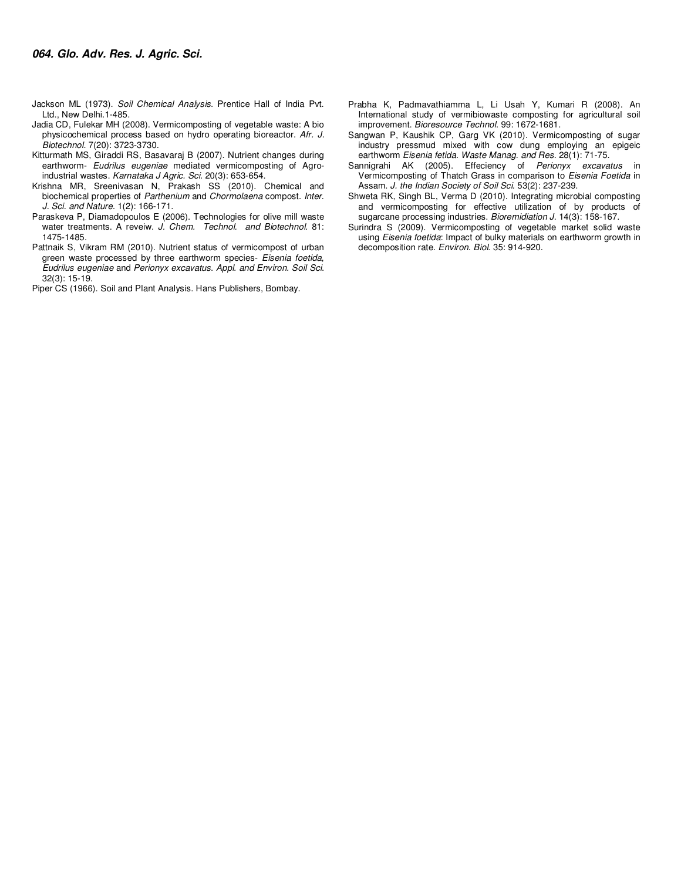Jackson ML (1973). *Soil Chemical Analysis*. Prentice Hall of India Pvt. Ltd., New Delhi.1-485.

Jadia CD, Fulekar MH (2008). Vermicomposting of vegetable waste: A bio physicochemical process based on hydro operating bioreactor. *Afr. J. Biotechnol.* 7(20): 3723-3730.

Kitturmath MS, Giraddi RS, Basavaraj B (2007). Nutrient changes during earthworm- *Eudrilus eugeniae* mediated vermicomposting of Agro-industrial wastes. *Karnataka J Agric. Sci.* 20(3): 653-654.

Krishna MR, Sreenivasan N, Prakash SS (2010). Chemical and biochemical properties of *Parthenium* and *Chormolaena* compost. *Inter. J. Sci. and Nature.* 1(2): 166-171.

Paraskeva P, Diamadopoulos E (2006). Technologies for olive mill waste water treatments. A reveiw. *J. Chem. Technol. and Biotechnol.* 81: 1475-1485.

Pattnaik S, Vikram RM (2010). Nutrient status of vermicompost of urban green waste processed by three earthworm species- *Eisenia foetida*, *Eudrilus eugeniae* and *Perionyx excavatus*. *Appl. and Environ. Soil Sci.* 32(3): 15-19.

Piper CS (1966). Soil and Plant Analysis. Hans Publishers, Bombay.

Prabha K, Padmavathiamma L, Li Usah Y, Kumari R (2008). An International study of vermibiowaste composting for agricultural soil improvement. *Bioresource Technol.* 99: 1672-1681.

Sangwan P, Kaushik CP, Garg VK (2010). Vermicomposting of sugar industry pressmud mixed with cow dung employing an epigeic earthworm *Eisenia fetida. Waste Manag. and Res.* 28(1): 71-75.

Sannigrahi AK (2005). Effeciency of *Perionyx excavatus* in Vermicomposting of Thatch Grass in comparison to *Eisenia Foetida* in Assam. *J. the Indian Society of Soil Sci.* 53(2): 237-239.

Shweta RK, Singh BL, Verma D (2010). Integrating microbial composting and vermicomposting for effective utilization of by products of sugarcane processing industries. *Bioremidiation J.* 14(3): 158-167.

Surindra S (2009). Vermicomposting of vegetable market solid waste using *Eisenia foetida*: Impact of bulky materials on earthworm growth in decomposition rate. *Environ. Biol.* 35: 914-920.